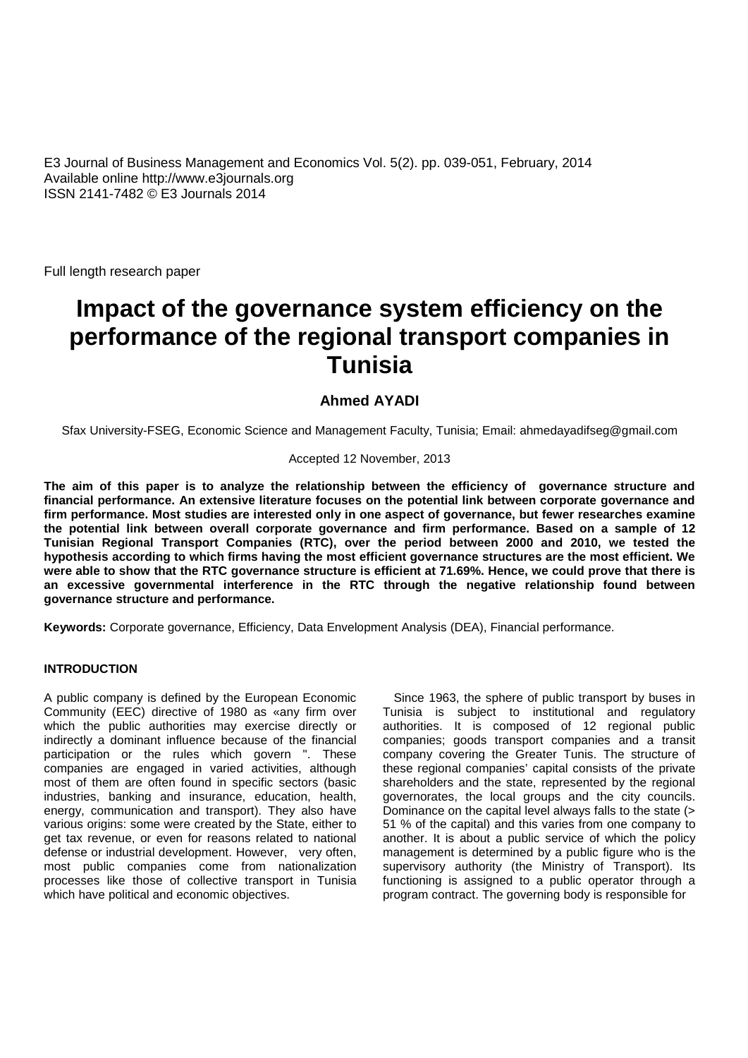E3 Journal of Business Management and Economics Vol. 5(2). pp. 039-051, February, 2014
Available online http://www.e3journals.org
ISSN 2141-7482 © E3 Journals 2014

Full length research paper

# Impact of the governance system efficiency on the performance of the regional transport companies in Tunisia

**Ahmed AYADI**

Sfax University-FSEG, Economic Science and Management Faculty, Tunisia; Email: ahmedayadifseg@gmail.com

Accepted 12 November, 2013

**The aim of this paper is to analyze the relationship between the efficiency of governance structure and financial performance. An extensive literature focuses on the potential link between corporate governance and firm performance. Most studies are interested only in one aspect of governance, but fewer researches examine the potential link between overall corporate governance and firm performance. Based on a sample of 12 Tunisian Regional Transport Companies (RTC), over the period between 2000 and 2010, we tested the hypothesis according to which firms having the most efficient governance structures are the most efficient. We were able to show that the RTC governance structure is efficient at 71.69%. Hence, we could prove that there is an excessive governmental interference in the RTC through the negative relationship found between governance structure and performance.**

**Keywords:** Corporate governance, Efficiency, Data Envelopment Analysis (DEA), Financial performance.

## INTRODUCTION

A public company is defined by the European Economic Community (EEC) directive of 1980 as «any firm over which the public authorities may exercise directly or indirectly a dominant influence because of the financial participation or the rules which govern ". These companies are engaged in varied activities, although most of them are often found in specific sectors (basic industries, banking and insurance, education, health, energy, communication and transport). They also have various origins: some were created by the State, either to get tax revenue, or even for reasons related to national defense or industrial development. However, very often, most public companies come from nationalization processes like those of collective transport in Tunisia which have political and economic objectives.

Since 1963, the sphere of public transport by buses in Tunisia is subject to institutional and regulatory authorities. It is composed of 12 regional public companies; goods transport companies and a transit company covering the Greater Tunis. The structure of these regional companies' capital consists of the private shareholders and the state, represented by the regional governorates, the local groups and the city councils. Dominance on the capital level always falls to the state (> 51 % of the capital) and this varies from one company to another. It is about a public service of which the policy management is determined by a public figure who is the supervisory authority (the Ministry of Transport). Its functioning is assigned to a public operator through a program contract. The governing body is responsible for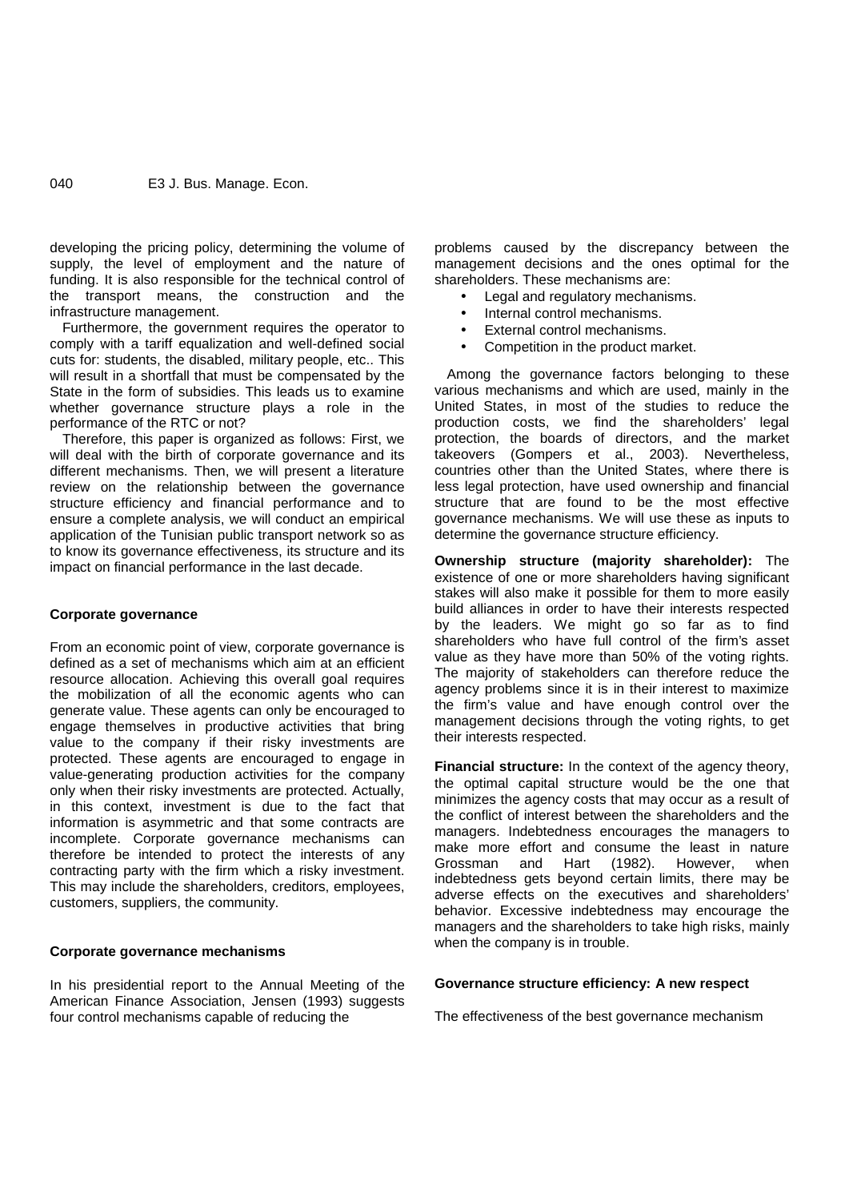developing the pricing policy, determining the volume of supply, the level of employment and the nature of funding. It is also responsible for the technical control of the transport means, the construction and the infrastructure management.

Furthermore, the government requires the operator to comply with a tariff equalization and well-defined social cuts for: students, the disabled, military people, etc.. This will result in a shortfall that must be compensated by the State in the form of subsidies. This leads us to examine whether governance structure plays a role in the performance of the RTC or not?

Therefore, this paper is organized as follows: First, we will deal with the birth of corporate governance and its different mechanisms. Then, we will present a literature review on the relationship between the governance structure efficiency and financial performance and to ensure a complete analysis, we will conduct an empirical application of the Tunisian public transport network so as to know its governance effectiveness, its structure and its impact on financial performance in the last decade.

## Corporate governance

From an economic point of view, corporate governance is defined as a set of mechanisms which aim at an efficient resource allocation. Achieving this overall goal requires the mobilization of all the economic agents who can generate value. These agents can only be encouraged to engage themselves in productive activities that bring value to the company if their risky investments are protected. These agents are encouraged to engage in value-generating production activities for the company only when their risky investments are protected. Actually, in this context, investment is due to the fact that information is asymmetric and that some contracts are incomplete. Corporate governance mechanisms can therefore be intended to protect the interests of any contracting party with the firm which a risky investment. This may include the shareholders, creditors, employees, customers, suppliers, the community.

## Corporate governance mechanisms

In his presidential report to the Annual Meeting of the American Finance Association, Jensen (1993) suggests four control mechanisms capable of reducing the problems caused by the discrepancy between the management decisions and the ones optimal for the shareholders. These mechanisms are:

- Legal and regulatory mechanisms.
- Internal control mechanisms.
- External control mechanisms.
- Competition in the product market.

Among the governance factors belonging to these various mechanisms and which are used, mainly in the United States, in most of the studies to reduce the production costs, we find the shareholders' legal protection, the boards of directors, and the market takeovers (Gompers et al., 2003). Nevertheless, countries other than the United States, where there is less legal protection, have used ownership and financial structure that are found to be the most effective governance mechanisms. We will use these as inputs to determine the governance structure efficiency.

**Ownership structure (majority shareholder):** The existence of one or more shareholders having significant stakes will also make it possible for them to more easily build alliances in order to have their interests respected by the leaders. We might go so far as to find shareholders who have full control of the firm's asset value as they have more than 50% of the voting rights. The majority of stakeholders can therefore reduce the agency problems since it is in their interest to maximize the firm's value and have enough control over the management decisions through the voting rights, to get their interests respected.

**Financial structure:** In the context of the agency theory, the optimal capital structure would be the one that minimizes the agency costs that may occur as a result of the conflict of interest between the shareholders and the managers. Indebtedness encourages the managers to make more effort and consume the least in nature Grossman and Hart (1982). However, when indebtedness gets beyond certain limits, there may be adverse effects on the executives and shareholders' behavior. Excessive indebtedness may encourage the managers and the shareholders to take high risks, mainly when the company is in trouble.

## Governance structure efficiency: A new respect

The effectiveness of the best governance mechanism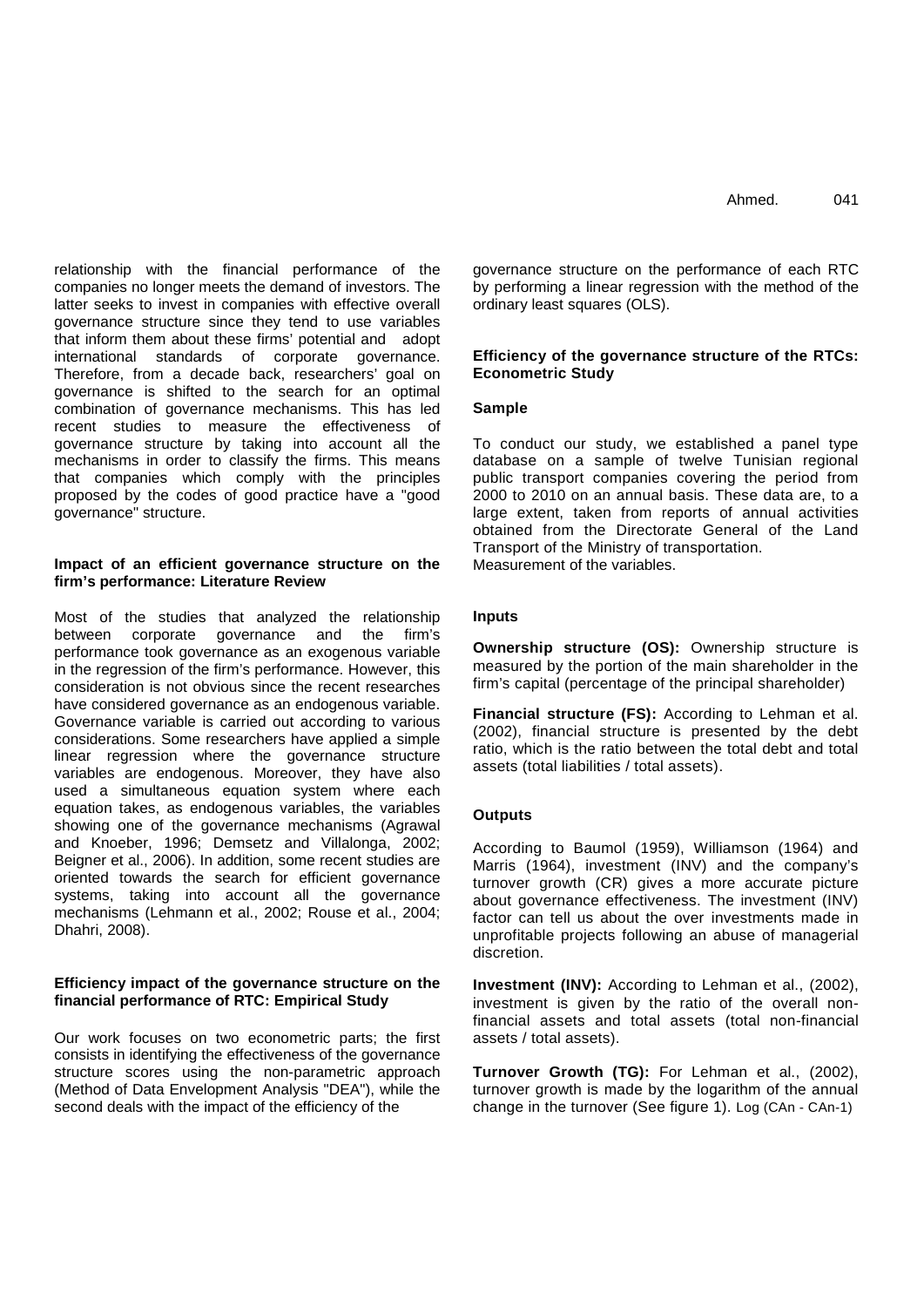relationship with the financial performance of the companies no longer meets the demand of investors. The latter seeks to invest in companies with effective overall governance structure since they tend to use variables that inform them about these firms' potential and adopt international standards of corporate governance. Therefore, from a decade back, researchers' goal on governance is shifted to the search for an optimal combination of governance mechanisms. This has led recent studies to measure the effectiveness of governance structure by taking into account all the mechanisms in order to classify the firms. This means that companies which comply with the principles proposed by the codes of good practice have a "good governance" structure.

**Impact of an efficient governance structure on the firm's performance: Literature Review**

Most of the studies that analyzed the relationship between corporate governance and the firm's performance took governance as an exogenous variable in the regression of the firm's performance. However, this consideration is not obvious since the recent researches have considered governance as an endogenous variable. Governance variable is carried out according to various considerations. Some researchers have applied a simple linear regression where the governance structure variables are endogenous. Moreover, they have also used a simultaneous equation system where each equation takes, as endogenous variables, the variables showing one of the governance mechanisms (Agrawal and Knoeber, 1996; Demsetz and Villalonga, 2002; Beigner et al., 2006). In addition, some recent studies are oriented towards the search for efficient governance systems, taking into account all the governance mechanisms (Lehmann et al., 2002; Rouse et al., 2004; Dhahri, 2008).

**Efficiency impact of the governance structure on the financial performance of RTC: Empirical Study**

Our work focuses on two econometric parts; the first consists in identifying the effectiveness of the governance structure scores using the non-parametric approach (Method of Data Envelopment Analysis "DEA"), while the second deals with the impact of the efficiency of the governance structure on the performance of each RTC by performing a linear regression with the method of the ordinary least squares (OLS).

**Efficiency of the governance structure of the RTCs: Econometric Study**

**Sample**

To conduct our study, we established a panel type database on a sample of twelve Tunisian regional public transport companies covering the period from 2000 to 2010 on an annual basis. These data are, to a large extent, taken from reports of annual activities obtained from the Directorate General of the Land Transport of the Ministry of transportation.
Measurement of the variables.

**Inputs**

**Ownership structure (OS):** Ownership structure is measured by the portion of the main shareholder in the firm's capital (percentage of the principal shareholder)

**Financial structure (FS):** According to Lehman et al. (2002), financial structure is presented by the debt ratio, which is the ratio between the total debt and total assets (total liabilities / total assets).

**Outputs**

According to Baumol (1959), Williamson (1964) and Marris (1964), investment (INV) and the company's turnover growth (CR) gives a more accurate picture about governance effectiveness. The investment (INV) factor can tell us about the over investments made in unprofitable projects following an abuse of managerial discretion.

**Investment (INV):** According to Lehman et al., (2002), investment is given by the ratio of the overall non-financial assets and total assets (total non-financial assets / total assets).

**Turnover Growth (TG):** For Lehman et al., (2002), turnover growth is made by the logarithm of the annual change in the turnover (See figure 1). $\text{Log}(CA_n - CA_{n-1})$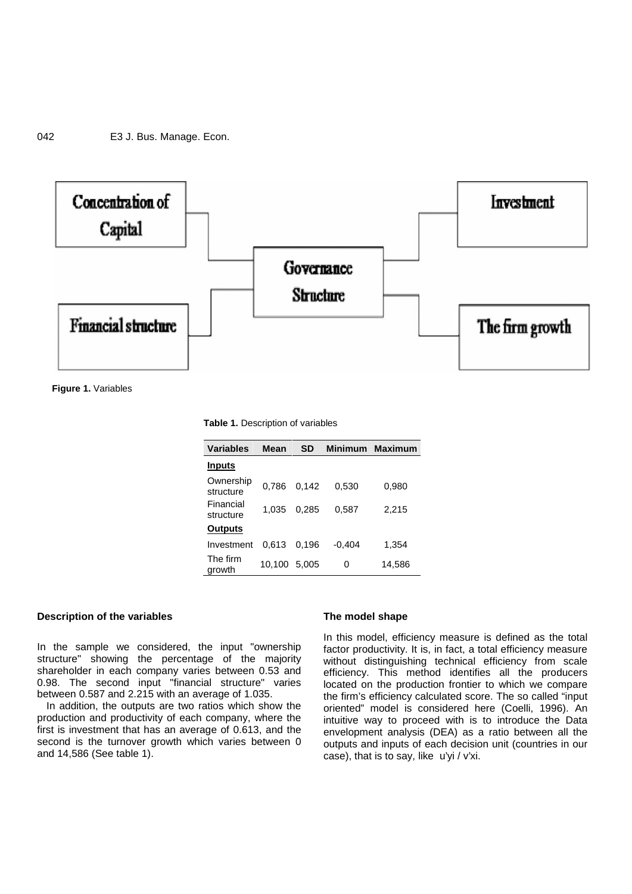Figure 1. Variables

**Table 1.** Description of variables

| Variables | Mean | SD | Minimum | Maximum |
|---|---|---|---|---|
| **Inputs** | | | | |
| Ownership structure | 0,786 | 0,142 | 0,530 | 0,980 |
| Financial structure | 1,035 | 0,285 | 0,587 | 2,215 |
| **Outputs** | | | | |
| Investment | 0,613 | 0,196 | -0,404 | 1,354 |
| The firm growth | 10,100 | 5,005 | 0 | 14,586 |

### Description of the variables

In the sample we considered, the input "ownership structure" showing the percentage of the majority shareholder in each company varies between 0.53 and 0.98. The second input "financial structure" varies between 0.587 and 2.215 with an average of 1.035.

In addition, the outputs are two ratios which show the production and productivity of each company, where the first is investment that has an average of 0.613, and the second is the turnover growth which varies between 0 and 14,586 (See table 1).

### The model shape

In this model, efficiency measure is defined as the total factor productivity. It is, in fact, a total efficiency measure without distinguishing technical efficiency from scale efficiency. This method identifies all the producers located on the production frontier to which we compare the firm's efficiency calculated score. The so called "input oriented" model is considered here (Coelli, 1996). An intuitive way to proceed with is to introduce the Data envelopment analysis (DEA) as a ratio between all the outputs and inputs of each decision unit (countries in our case), that is to say, like $u'y_i / v'x_i$.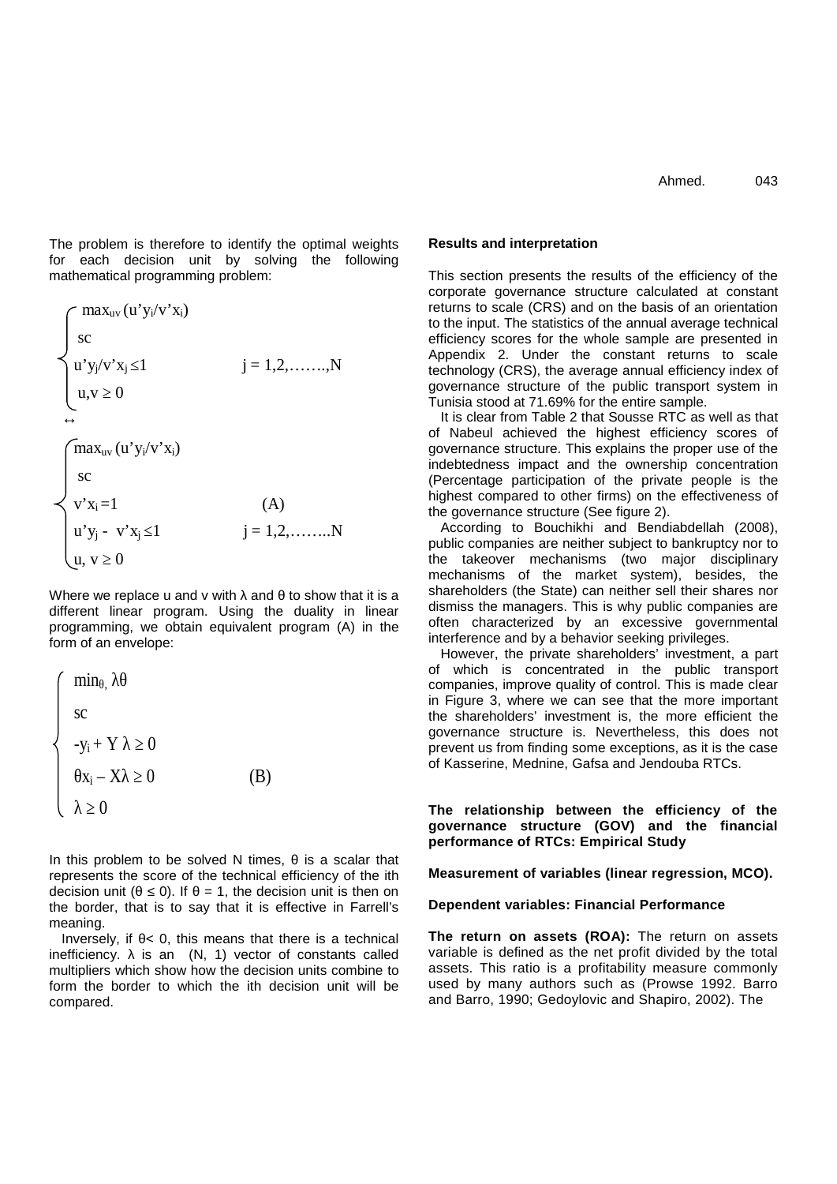The problem is therefore to identify the optimal weights for each decision unit by solving the following mathematical programming problem:

$$\begin{cases} \max_{uv} (u'y_i/v'x_i) \\ sc \\ u'y_j/v'x_j \leq 1 \qquad j = 1,2,\ldots\ldots,N \\ u,v \geq 0 \end{cases}$$

$$\leftrightarrow$$

$$\begin{cases} \max_{uv} (u'y_i/v'x_i) \\ sc \\ v'x_i = 1 \qquad (A) \\ u'y_j - v'x_j \leq 1 \qquad j = 1,2,\ldots\ldots N \\ u, v \geq 0 \end{cases}$$

Where we replace u and v with λ and θ to show that it is a different linear program. Using the duality in linear programming, we obtain equivalent program (A) in the form of an envelope:

$$\begin{cases} \min_{\theta,} \lambda\theta \\ sc \\ -y_i + Y\lambda \geq 0 \\ \theta x_i - X\lambda \geq 0 \qquad (B) \\ \lambda \geq 0 \end{cases}$$

In this problem to be solved N times, θ is a scalar that represents the score of the technical efficiency of the ith decision unit (θ ≤ 0). If θ = 1, the decision unit is then on the border, that is to say that it is effective in Farrell's meaning.

Inversely, if θ< 0, this means that there is a technical inefficiency. λ is an (N, 1) vector of constants called multipliers which show how the decision units combine to form the border to which the ith decision unit will be compared.

**Results and interpretation**

This section presents the results of the efficiency of the corporate governance structure calculated at constant returns to scale (CRS) and on the basis of an orientation to the input. The statistics of the annual average technical efficiency scores for the whole sample are presented in Appendix 2. Under the constant returns to scale technology (CRS), the average annual efficiency index of governance structure of the public transport system in Tunisia stood at 71.69% for the entire sample.

It is clear from Table 2 that Sousse RTC as well as that of Nabeul achieved the highest efficiency scores of governance structure. This explains the proper use of the indebtedness impact and the ownership concentration (Percentage participation of the private people is the highest compared to other firms) on the effectiveness of the governance structure (See figure 2).

According to Bouchikhi and Bendiabdellah (2008), public companies are neither subject to bankruptcy nor to the takeover mechanisms (two major disciplinary mechanisms of the market system), besides, the shareholders (the State) can neither sell their shares nor dismiss the managers. This is why public companies are often characterized by an excessive governmental interference and by a behavior seeking privileges.

However, the private shareholders' investment, a part of which is concentrated in the public transport companies, improve quality of control. This is made clear in Figure 3, where we can see that the more important the shareholders' investment is, the more efficient the governance structure is. Nevertheless, this does not prevent us from finding some exceptions, as it is the case of Kasserine, Mednine, Gafsa and Jendouba RTCs.

**The relationship between the efficiency of the governance structure (GOV) and the financial performance of RTCs: Empirical Study**

**Measurement of variables (linear regression, MCO).**

**Dependent variables: Financial Performance**

**The return on assets (ROA):** The return on assets variable is defined as the net profit divided by the total assets. This ratio is a profitability measure commonly used by many authors such as (Prowse 1992. Barro and Barro, 1990; Gedoylovic and Shapiro, 2002). The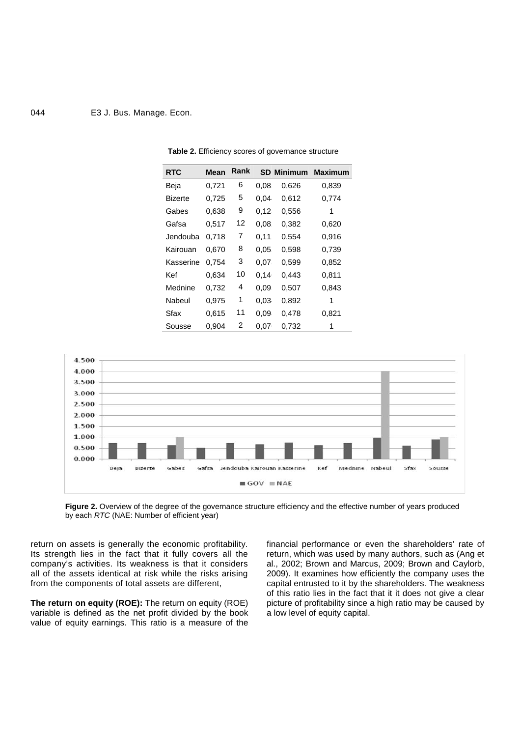**Table 2.** Efficiency scores of governance structure

| RTC | Mean | Rank | SD | Minimum | Maximum |
|---|---|---|---|---|---|
| Beja | 0,721 | 6 | 0,08 | 0,626 | 0,839 |
| Bizerte | 0,725 | 5 | 0,04 | 0,612 | 0,774 |
| Gabes | 0,638 | 9 | 0,12 | 0,556 | 1 |
| Gafsa | 0,517 | 12 | 0,08 | 0,382 | 0,620 |
| Jendouba | 0,718 | 7 | 0,11 | 0,554 | 0,916 |
| Kairouan | 0,670 | 8 | 0,05 | 0,598 | 0,739 |
| Kasserine | 0,754 | 3 | 0,07 | 0,599 | 0,852 |
| Kef | 0,634 | 10 | 0,14 | 0,443 | 0,811 |
| Mednine | 0,732 | 4 | 0,09 | 0,507 | 0,843 |
| Nabeul | 0,975 | 1 | 0,03 | 0,892 | 1 |
| Sfax | 0,615 | 11 | 0,09 | 0,478 | 0,821 |
| Sousse | 0,904 | 2 | 0,07 | 0,732 | 1 |

**Figure 2.** Overview of the degree of the governance structure efficiency and the effective number of years produced by each *RTC* (NAE: Number of efficient year)

return on assets is generally the economic profitability. Its strength lies in the fact that it fully covers all the company's activities. Its weakness is that it considers all of the assets identical at risk while the risks arising from the components of total assets are different,

**The return on equity (ROE):** The return on equity (ROE) variable is defined as the net profit divided by the book value of equity earnings. This ratio is a measure of the financial performance or even the shareholders' rate of return, which was used by many authors, such as (Ang et al., 2002; Brown and Marcus, 2009; Brown and Caylorb, 2009). It examines how efficiently the company uses the capital entrusted to it by the shareholders. The weakness of this ratio lies in the fact that it it does not give a clear picture of profitability since a high ratio may be caused by a low level of equity capital.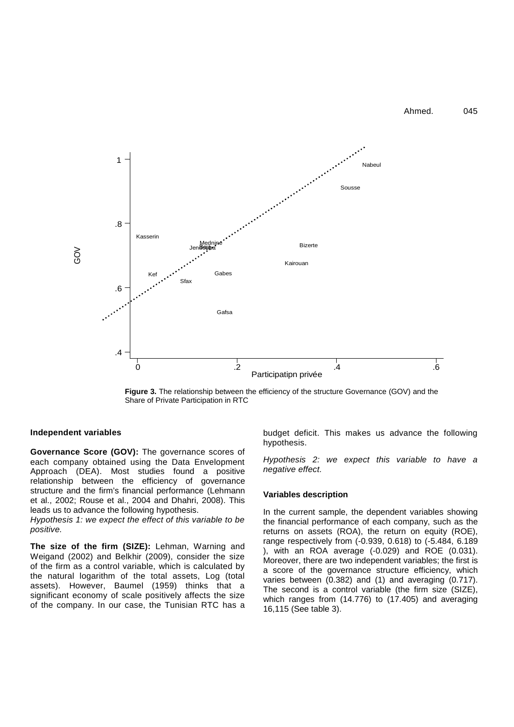**Figure 3.** The relationship between the efficiency of the structure Governance (GOV) and the Share of Private Participation in RTC

**Independent variables**

**Governance Score (GOV):** The governance scores of each company obtained using the Data Envelopment Approach (DEA). Most studies found a positive relationship between the efficiency of governance structure and the firm's financial performance (Lehmann et al., 2002; Rouse et al., 2004 and Dhahri, 2008). This leads us to advance the following hypothesis.

*Hypothesis 1: we expect the effect of this variable to be positive.*

**The size of the firm (SIZE):** Lehman, Warning and Weigand (2002) and Belkhir (2009), consider the size of the firm as a control variable, which is calculated by the natural logarithm of the total assets, Log (total assets). However, Baumel (1959) thinks that a significant economy of scale positively affects the size of the company. In our case, the Tunisian RTC has a budget deficit. This makes us advance the following hypothesis.

*Hypothesis 2: we expect this variable to have a negative effect.*

**Variables description**

In the current sample, the dependent variables showing the financial performance of each company, such as the returns on assets (ROA), the return on equity (ROE), range respectively from (-0.939, 0.618) to (-5.484, 6.189 ), with an ROA average (-0.029) and ROE (0.031). Moreover, there are two independent variables; the first is a score of the governance structure efficiency, which varies between (0.382) and (1) and averaging (0.717). The second is a control variable (the firm size (SIZE), which ranges from (14.776) to (17.405) and averaging 16,115 (See table 3).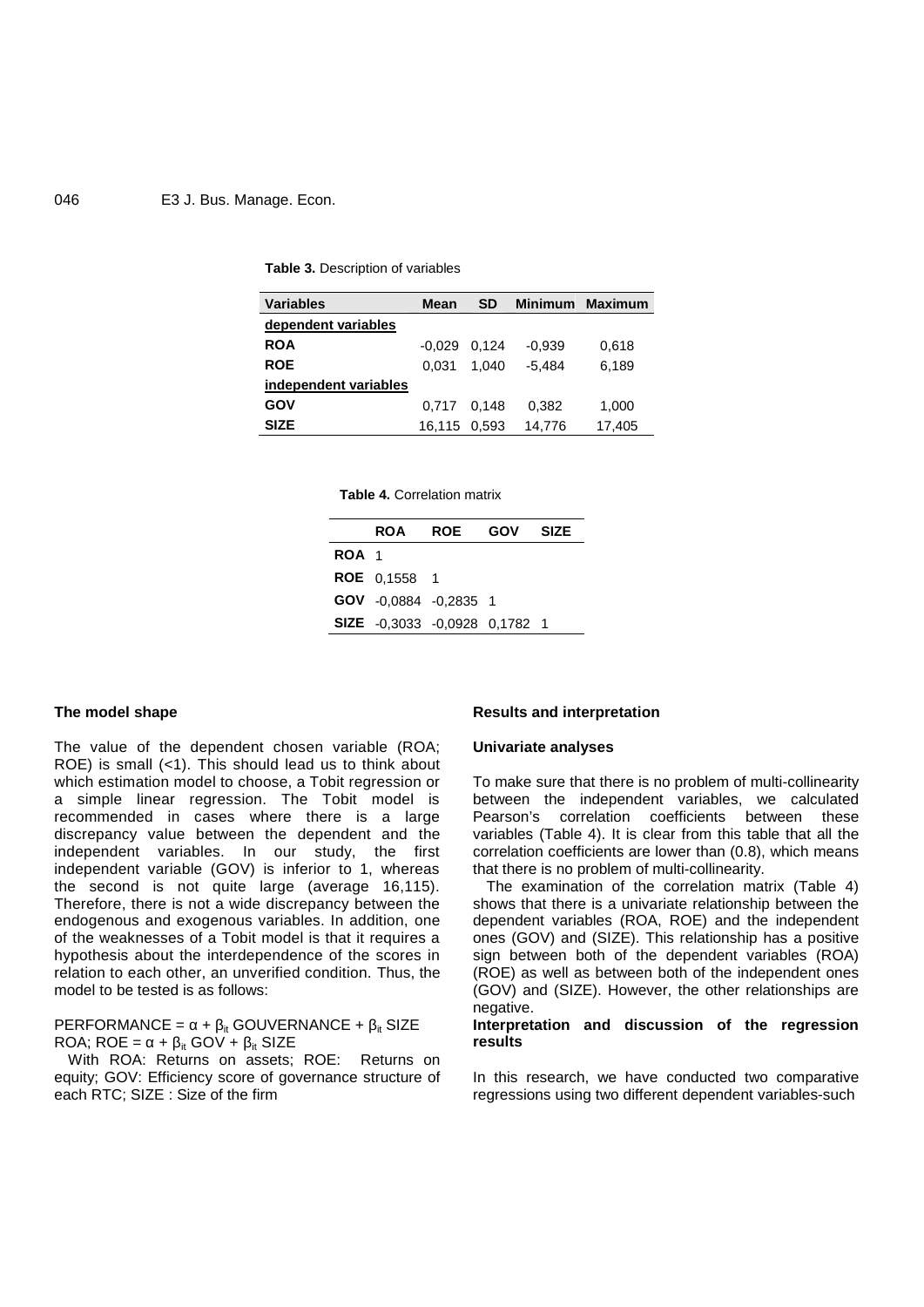**Table 3.** Description of variables

| Variables | Mean | SD | Minimum | Maximum |
|---|---|---|---|---|
| <u>dependent variables</u> | | | | |
| **ROA** | -0,029 | 0,124 | -0,939 | 0,618 |
| **ROE** | 0,031 | 1,040 | -5,484 | 6,189 |
| <u>independent variables</u> | | | | |
| **GOV** | 0,717 | 0,148 | 0,382 | 1,000 |
| **SIZE** | 16,115 | 0,593 | 14,776 | 17,405 |

**Table 4.** Correlation matrix

| | ROA | ROE | GOV | SIZE |
|---|---|---|---|---|
| **ROA** | 1 | | | |
| **ROE** | 0,1558 | 1 | | |
| **GOV** | -0,0884 | -0,2835 | 1 | |
| **SIZE** | -0,3033 | -0,0928 | 0,1782 | 1 |

**The model shape**

The value of the dependent chosen variable (ROA; ROE) is small (<1). This should lead us to think about which estimation model to choose, a Tobit regression or a simple linear regression. The Tobit model is recommended in cases where there is a large discrepancy value between the dependent and the independent variables. In our study, the first independent variable (GOV) is inferior to 1, whereas the second is not quite large (average 16,115). Therefore, there is not a wide discrepancy between the endogenous and exogenous variables. In addition, one of the weaknesses of a Tobit model is that it requires a hypothesis about the interdependence of the scores in relation to each other, an unverified condition. Thus, the model to be tested is as follows:

PERFORMANCE = $\alpha + \beta_{it}$ GOUVERNANCE + $\beta_{it}$ SIZE

ROA; ROE = $\alpha + \beta_{it}$ GOV + $\beta_{it}$ SIZE

With ROA: Returns on assets; ROE: Returns on equity; GOV: Efficiency score of governance structure of each RTC; SIZE : Size of the firm

**Results and interpretation**

**Univariate analyses**

To make sure that there is no problem of multi-collinearity between the independent variables, we calculated Pearson's correlation coefficients between these variables (Table 4). It is clear from this table that all the correlation coefficients are lower than (0.8), which means that there is no problem of multi-collinearity.

The examination of the correlation matrix (Table 4) shows that there is a univariate relationship between the dependent variables (ROA, ROE) and the independent ones (GOV) and (SIZE). This relationship has a positive sign between both of the dependent variables (ROA) (ROE) as well as between both of the independent ones (GOV) and (SIZE). However, the other relationships are negative.

**Interpretation and discussion of the regression results**

In this research, we have conducted two comparative regressions using two different dependent variables-such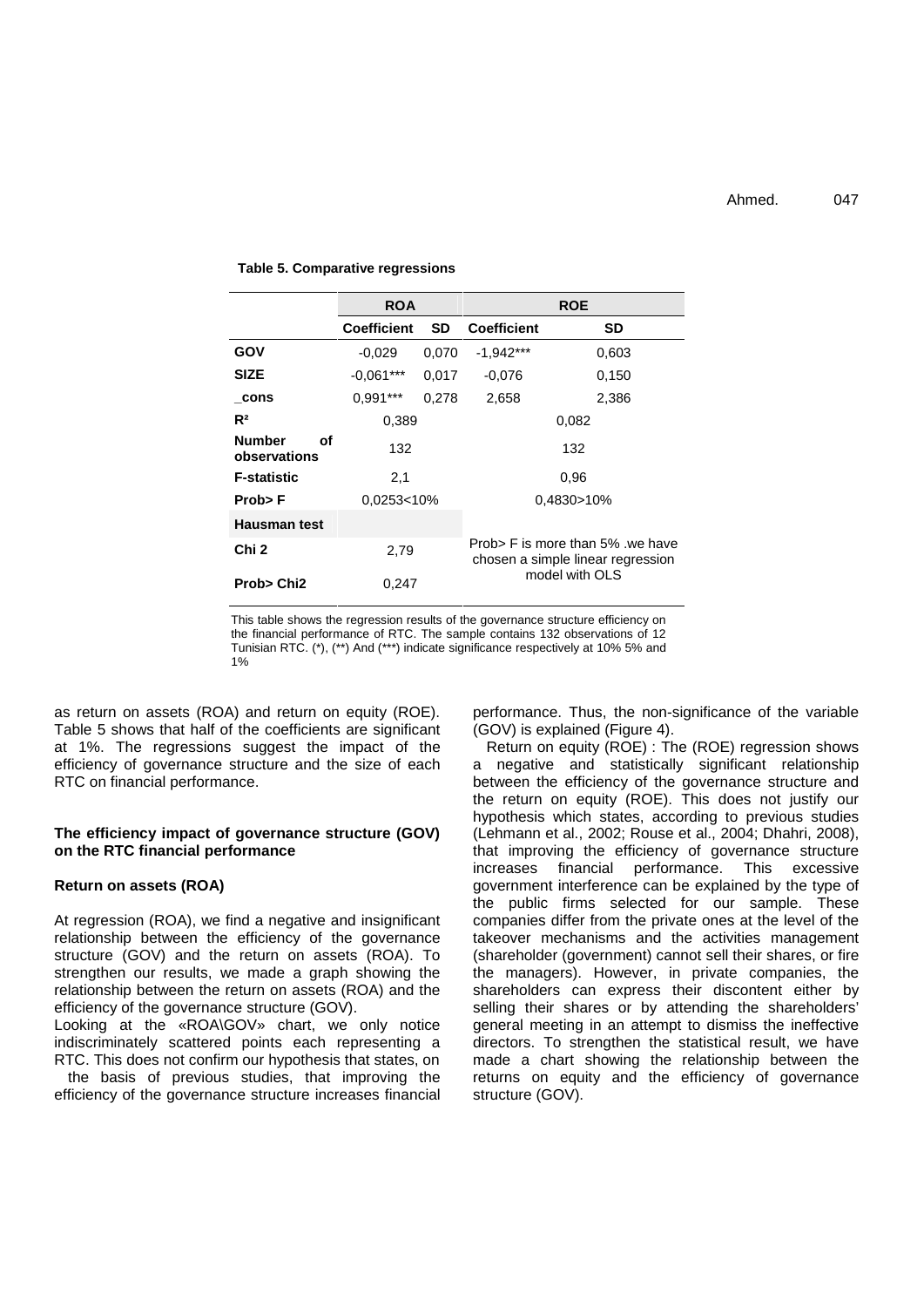**Table 5. Comparative regressions**

| | ROA | | ROE | |
|---|---|---|---|---|
| | Coefficient | SD | Coefficient | SD |
| GOV | -0,029 | 0,070 | -1,942*** | 0,603 |
| SIZE | -0,061*** | 0,017 | -0,076 | 0,150 |
| _cons | 0,991*** | 0,278 | 2,658 | 2,386 |
| $R^2$ | 0,389 | | 0,082 | |
| Number of observations | 132 | | 132 | |
| F-statistic | 2,1 | | 0,96 | |
| Prob> F | 0,0253<10% | | 0,4830>10% | |
| Hausman test | | | Prob> F is more than 5% .we have chosen a simple linear regression model with OLS | |
| Chi 2 | 2,79 | | | |
| Prob> Chi2 | 0,247 | | | |

This table shows the regression results of the governance structure efficiency on the financial performance of RTC. The sample contains 132 observations of 12 Tunisian RTC. (*), (**) And (***) indicate significance respectively at 10% 5% and 1%

as return on assets (ROA) and return on equity (ROE). Table 5 shows that half of the coefficients are significant at 1%. The regressions suggest the impact of the efficiency of governance structure and the size of each RTC on financial performance.

### The efficiency impact of governance structure (GOV) on the RTC financial performance

#### Return on assets (ROA)

At regression (ROA), we find a negative and insignificant relationship between the efficiency of the governance structure (GOV) and the return on assets (ROA). To strengthen our results, we made a graph showing the relationship between the return on assets (ROA) and the efficiency of the governance structure (GOV).

Looking at the «ROA\GOV» chart, we only notice indiscriminately scattered points each representing a RTC. This does not confirm our hypothesis that states, on the basis of previous studies, that improving the efficiency of the governance structure increases financial performance. Thus, the non-significance of the variable (GOV) is explained (Figure 4).

Return on equity (ROE) : The (ROE) regression shows a negative and statistically significant relationship between the efficiency of the governance structure and the return on equity (ROE). This does not justify our hypothesis which states, according to previous studies (Lehmann et al., 2002; Rouse et al., 2004; Dhahri, 2008), that improving the efficiency of governance structure increases financial performance. This excessive government interference can be explained by the type of the public firms selected for our sample. These companies differ from the private ones at the level of the takeover mechanisms and the activities management (shareholder (government) cannot sell their shares, or fire the managers). However, in private companies, the shareholders can express their discontent either by selling their shares or by attending the shareholders' general meeting in an attempt to dismiss the ineffective directors. To strengthen the statistical result, we have made a chart showing the relationship between the returns on equity and the efficiency of governance structure (GOV).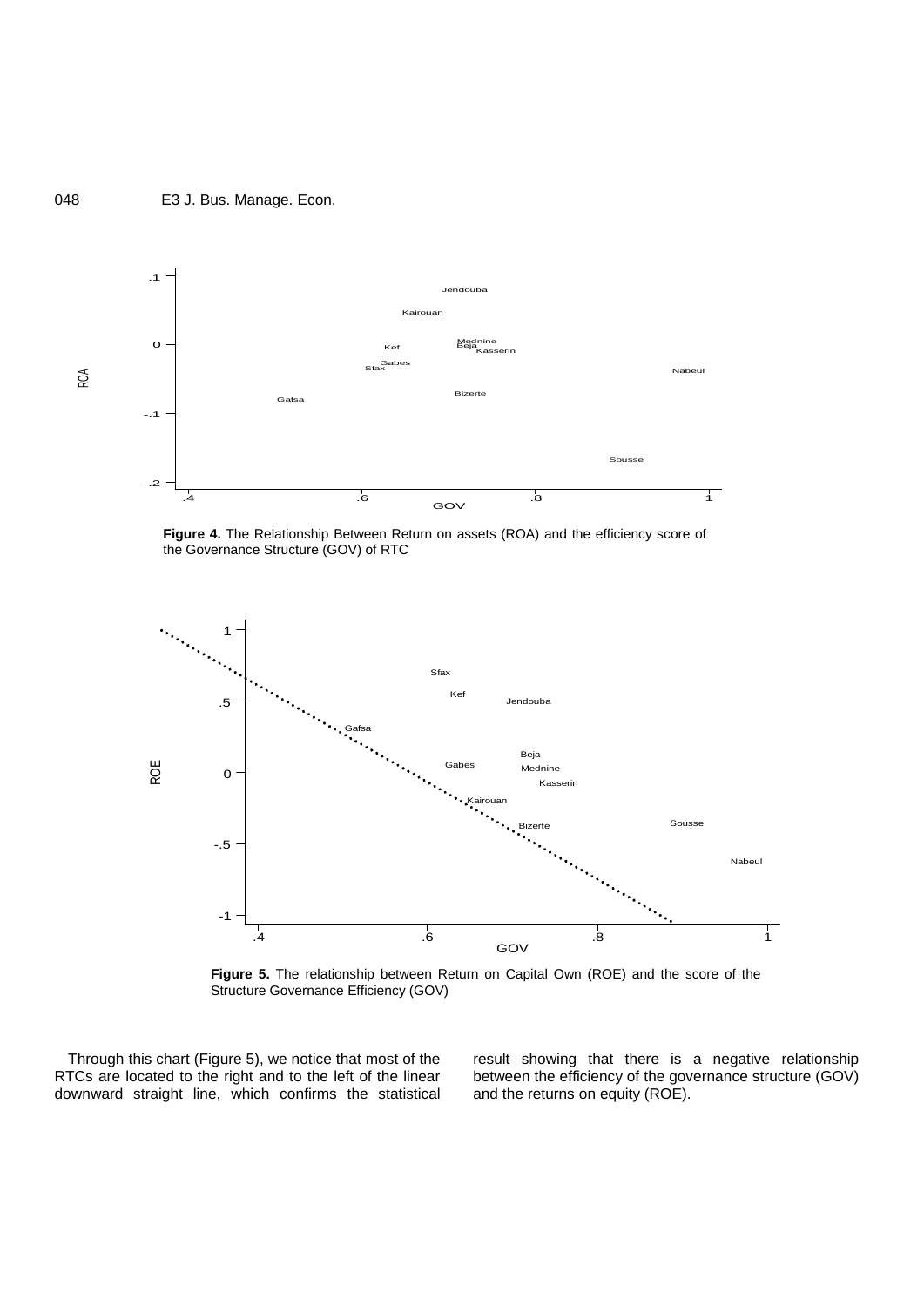**Figure 4.** The Relationship Between Return on assets (ROA) and the efficiency score of the Governance Structure (GOV) of RTC

**Figure 5.** The relationship between Return on Capital Own (ROE) and the score of the Structure Governance Efficiency (GOV)

Through this chart (Figure 5), we notice that most of the RTCs are located to the right and to the left of the linear downward straight line, which confirms the statistical result showing that there is a negative relationship between the efficiency of the governance structure (GOV) and the returns on equity (ROE).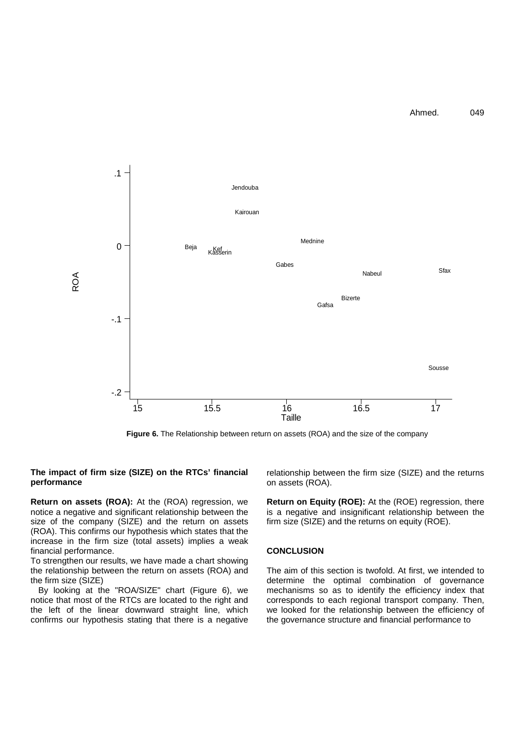**Figure 6.** The Relationship between return on assets (ROA) and the size of the company

**The impact of firm size (SIZE) on the RTCs' financial performance**

**Return on assets (ROA):** At the (ROA) regression, we notice a negative and significant relationship between the size of the company (SIZE) and the return on assets (ROA). This confirms our hypothesis which states that the increase in the firm size (total assets) implies a weak financial performance.

To strengthen our results, we have made a chart showing the relationship between the return on assets (ROA) and the firm size (SIZE)

By looking at the "ROA/SIZE" chart (Figure 6), we notice that most of the RTCs are located to the right and the left of the linear downward straight line, which confirms our hypothesis stating that there is a negative relationship between the firm size (SIZE) and the returns on assets (ROA).

**Return on Equity (ROE):** At the (ROE) regression, there is a negative and insignificant relationship between the firm size (SIZE) and the returns on equity (ROE).

## CONCLUSION

The aim of this section is twofold. At first, we intended to determine the optimal combination of governance mechanisms so as to identify the efficiency index that corresponds to each regional transport company. Then, we looked for the relationship between the efficiency of the governance structure and financial performance to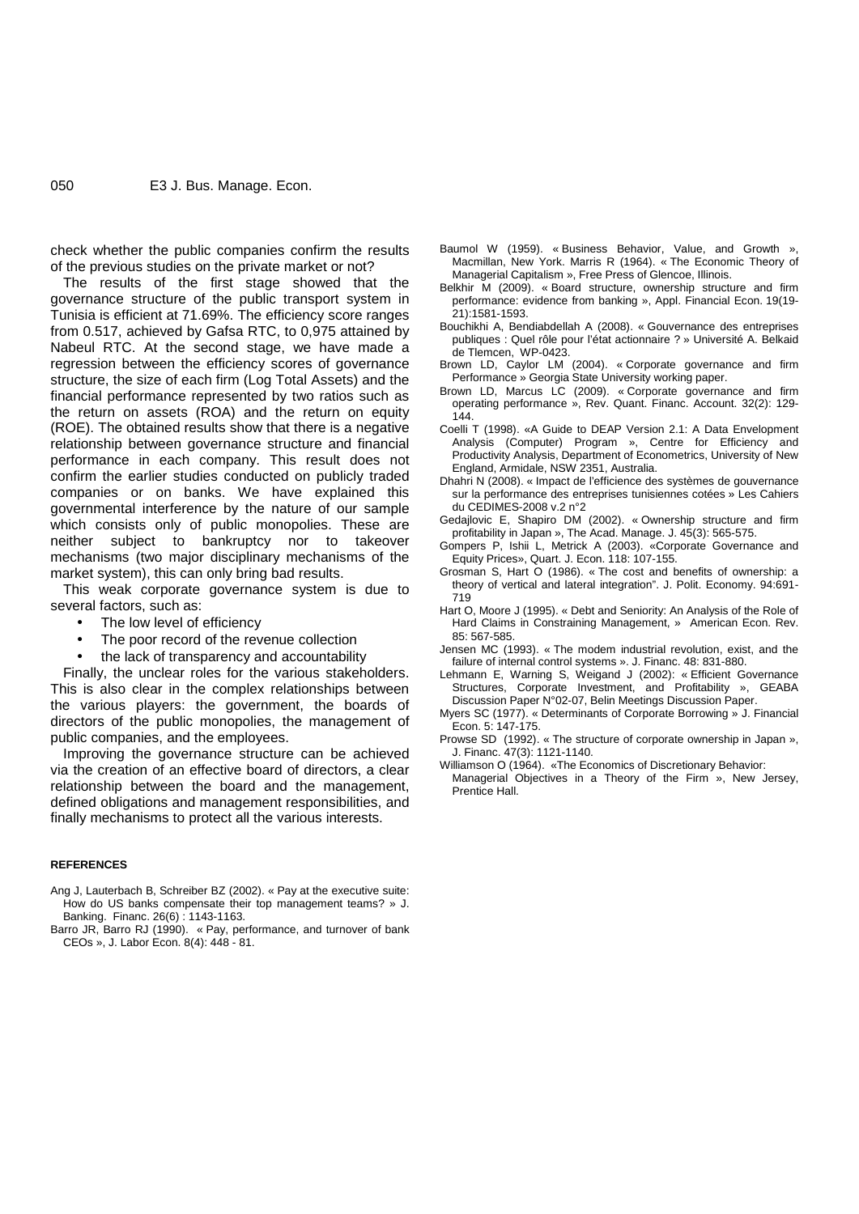check whether the public companies confirm the results of the previous studies on the private market or not?

The results of the first stage showed that the governance structure of the public transport system in Tunisia is efficient at 71.69%. The efficiency score ranges from 0.517, achieved by Gafsa RTC, to 0,975 attained by Nabeul RTC. At the second stage, we have made a regression between the efficiency scores of governance structure, the size of each firm (Log Total Assets) and the financial performance represented by two ratios such as the return on assets (ROA) and the return on equity (ROE). The obtained results show that there is a negative relationship between governance structure and financial performance in each company. This result does not confirm the earlier studies conducted on publicly traded companies or on banks. We have explained this governmental interference by the nature of our sample which consists only of public monopolies. These are neither subject to bankruptcy nor to takeover mechanisms (two major disciplinary mechanisms of the market system), this can only bring bad results.

This weak corporate governance system is due to several factors, such as:

- The low level of efficiency
- The poor record of the revenue collection
- the lack of transparency and accountability

Finally, the unclear roles for the various stakeholders. This is also clear in the complex relationships between the various players: the government, the boards of directors of the public monopolies, the management of public companies, and the employees.

Improving the governance structure can be achieved via the creation of an effective board of directors, a clear relationship between the board and the management, defined obligations and management responsibilities, and finally mechanisms to protect all the various interests.

## REFERENCES

Ang J, Lauterbach B, Schreiber BZ (2002). « Pay at the executive suite: How do US banks compensate their top management teams? » J. Banking. Financ. 26(6) : 1143-1163.

Barro JR, Barro RJ (1990). « Pay, performance, and turnover of bank CEOs », J. Labor Econ. 8(4): 448 - 81.

Baumol W (1959). « Business Behavior, Value, and Growth », Macmillan, New York. Marris R (1964). « The Economic Theory of Managerial Capitalism », Free Press of Glencoe, Illinois.

Belkhir M (2009). « Board structure, ownership structure and firm performance: evidence from banking », Appl. Financial Econ. 19(19-21):1581-1593.

Bouchikhi A, Bendiabdellah A (2008). « Gouvernance des entreprises publiques : Quel rôle pour l'état actionnaire ? » Université A. Belkaid de Tlemcen, WP-0423.

Brown LD, Caylor LM (2004). « Corporate governance and firm Performance » Georgia State University working paper.

Brown LD, Marcus LC (2009). « Corporate governance and firm operating performance », Rev. Quant. Financ. Account. 32(2): 129-144.

Coelli T (1998). «A Guide to DEAP Version 2.1: A Data Envelopment Analysis (Computer) Program », Centre for Efficiency and Productivity Analysis, Department of Econometrics, University of New England, Armidale, NSW 2351, Australia.

Dhahri N (2008). « Impact de l'efficience des systèmes de gouvernance sur la performance des entreprises tunisiennes cotées » Les Cahiers du CEDIMES-2008 v.2 n°2

Gedajlovic E, Shapiro DM (2002). « Ownership structure and firm profitability in Japan », The Acad. Manage. J. 45(3): 565-575.

Gompers P, Ishii L, Metrick A (2003). «Corporate Governance and Equity Prices», Quart. J. Econ. 118: 107-155.

Grosman S, Hart O (1986). « The cost and benefits of ownership: a theory of vertical and lateral integration". J. Polit. Economy. 94:691-719

Hart O, Moore J (1995). « Debt and Seniority: An Analysis of the Role of Hard Claims in Constraining Management, » American Econ. Rev. 85: 567-585.

Jensen MC (1993). « The modem industrial revolution, exist, and the failure of internal control systems ». J. Financ. 48: 831-880.

Lehmann E, Warning S, Weigand J (2002): « Efficient Governance Structures, Corporate Investment, and Profitability », GEABA Discussion Paper N°02-07, Belin Meetings Discussion Paper.

Myers SC (1977). « Determinants of Corporate Borrowing » J. Financial Econ. 5: 147-175.

Prowse SD (1992). « The structure of corporate ownership in Japan », J. Financ. 47(3): 1121-1140.

Williamson O (1964). «The Economics of Discretionary Behavior: Managerial Objectives in a Theory of the Firm », New Jersey, Prentice Hall.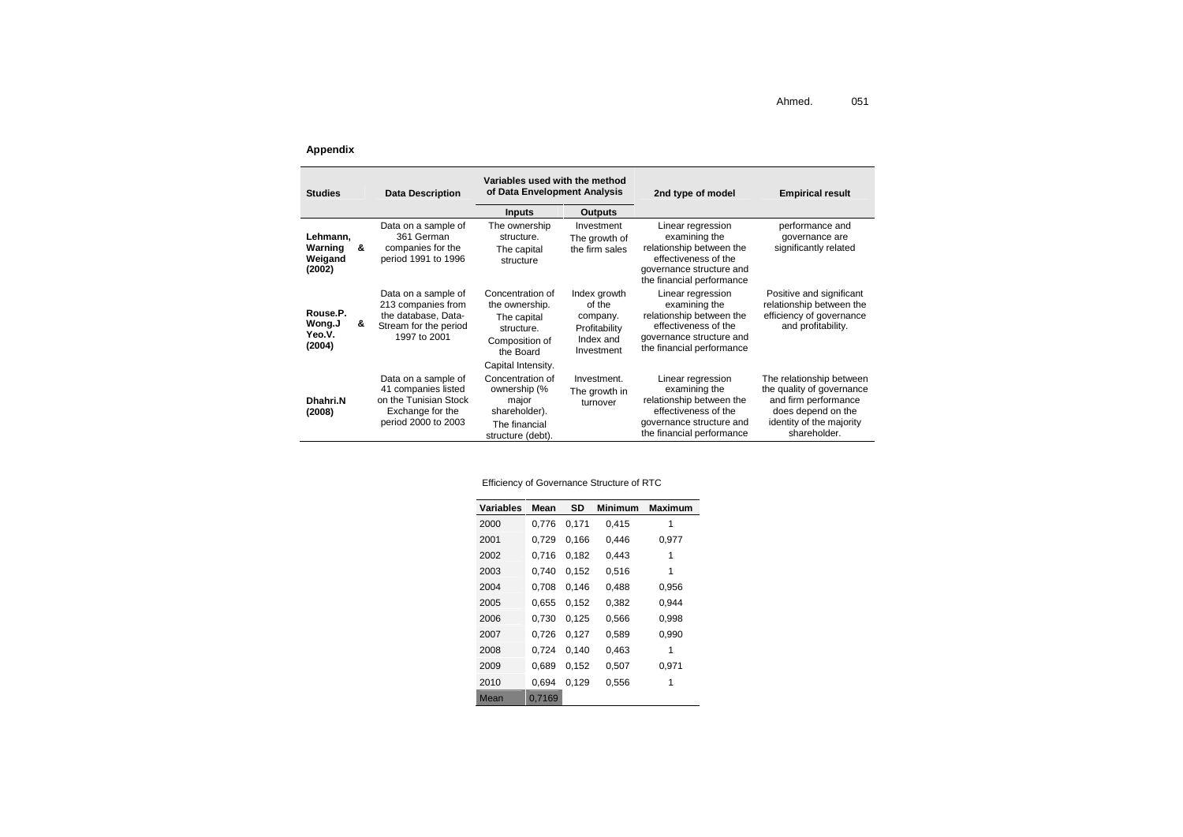## Appendix

| Studies | Data Description | Variables used with the method of Data Envelopment Analysis | | 2nd type of model | Empirical result |
|---|---|---|---|---|---|
| | | Inputs | Outputs | | |
| **Lehmann, Warning & Weigand (2002)** | Data on a sample of 361 German companies for the period 1991 to 1996 | The ownership structure. The capital structure | Investment The growth of the firm sales | Linear regression examining the relationship between the effectiveness of the governance structure and the financial performance | performance and governance are significantly related |
| **Rouse.P. Wong.J & Yeo.V. (2004)** | Data on a sample of 213 companies from the database, Data-Stream for the period 1997 to 2001 | Concentration of the ownership. The capital structure. Composition of the Board Capital Intensity. | Index growth of the company. Profitability Index and Investment | Linear regression examining the relationship between the effectiveness of the governance structure and the financial performance | Positive and significant relationship between the efficiency of governance and profitability. |
| **Dhahri.N (2008)** | Data on a sample of 41 companies listed on the Tunisian Stock Exchange for the period 2000 to 2003 | Concentration of ownership (% major shareholder). The financial structure (debt). | Investment. The growth in turnover | Linear regression examining the relationship between the effectiveness of the governance structure and the financial performance | The relationship between the quality of governance and firm performance does depend on the identity of the majority shareholder. |

Efficiency of Governance Structure of RTC

| Variables | Mean | SD | Minimum | Maximum |
|---|---|---|---|---|
| 2000 | 0,776 | 0,171 | 0,415 | 1 |
| 2001 | 0,729 | 0,166 | 0,446 | 0,977 |
| 2002 | 0,716 | 0,182 | 0,443 | 1 |
| 2003 | 0,740 | 0,152 | 0,516 | 1 |
| 2004 | 0,708 | 0,146 | 0,488 | 0,956 |
| 2005 | 0,655 | 0,152 | 0,382 | 0,944 |
| 2006 | 0,730 | 0,125 | 0,566 | 0,998 |
| 2007 | 0,726 | 0,127 | 0,589 | 0,990 |
| 2008 | 0,724 | 0,140 | 0,463 | 1 |
| 2009 | 0,689 | 0,152 | 0,507 | 0,971 |
| 2010 | 0,694 | 0,129 | 0,556 | 1 |
| Mean | 0,7169 | | | |